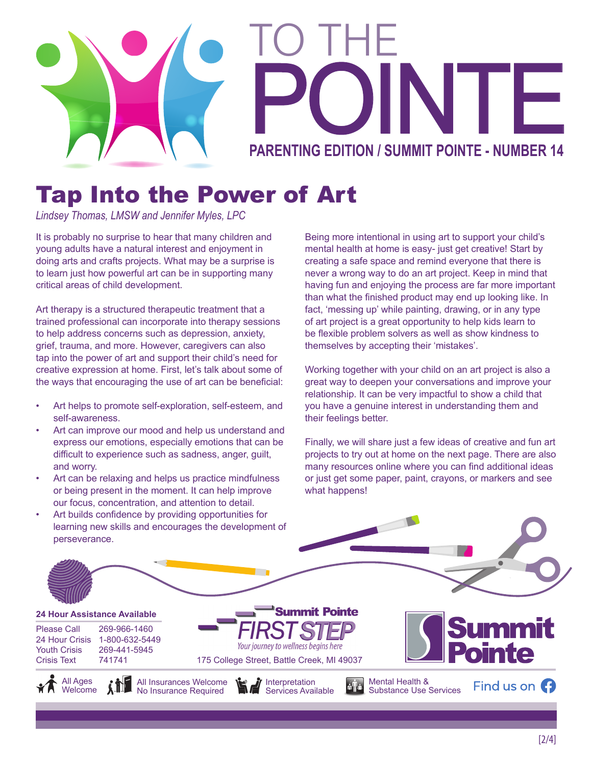# TO THE POINTE

**PARENTING EDITION / SUMMIT POINTE - NUMBER 14**

# Tap Into the Power of Art

*Lindsey Thomas, LMSW and Jennifer Myles, LPC*

It is probably no surprise to hear that many children and young adults have a natural interest and enjoyment in doing arts and crafts projects. What may be a surprise is to learn just how powerful art can be in supporting many critical areas of child development.

Art therapy is a structured therapeutic treatment that a trained professional can incorporate into therapy sessions to help address concerns such as depression, anxiety, grief, trauma, and more. However, caregivers can also tap into the power of art and support their child's need for creative expression at home. First, let's talk about some of the ways that encouraging the use of art can be beneficial:

- Art helps to promote self-exploration, self-esteem, and self-awareness.
- Art can improve our mood and help us understand and express our emotions, especially emotions that can be difficult to experience such as sadness, anger, guilt, and worry.
- Art can be relaxing and helps us practice mindfulness or being present in the moment. It can help improve our focus, concentration, and attention to detail.
- Art builds confidence by providing opportunities for learning new skills and encourages the development of perseverance.

Being more intentional in using art to support your child's mental health at home is easy- just get creative! Start by creating a safe space and remind everyone that there is never a wrong way to do an art project. Keep in mind that having fun and enjoying the process are far more important than what the finished product may end up looking like. In fact, 'messing up' while painting, drawing, or in any type of art project is a great opportunity to help kids learn to be flexible problem solvers as well as show kindness to themselves by accepting their 'mistakes'.

Working together with your child on an art project is also a great way to deepen your conversations and improve your relationship. It can be very impactful to show a child that you have a genuine interest in understanding them and their feelings better.

Finally, we will share just a few ideas of creative and fun art projects to try out at home on the next page. There are also many resources online where you can find additional ideas or just get some paper, paint, crayons, or markers and see what happens!

**24 Hour Assistance Available**

| | |
|---|---|
| Please Call | 269-966-1460 |
| 24 Hour Crisis | 1-800-632-5449 |
| Youth Crisis | 269-441-5945 |
| Crisis Text | 741741 |

**Summit Pointe FIRST STEP**
*Your journey to wellness begins here*
175 College Street, Battle Creek, MI 49037

**Summit Pointe**

All Ages Welcome | All Insurances Welcome No Insurance Required | Interpretation Services Available | Mental Health & Substance Use Services | Find us on Facebook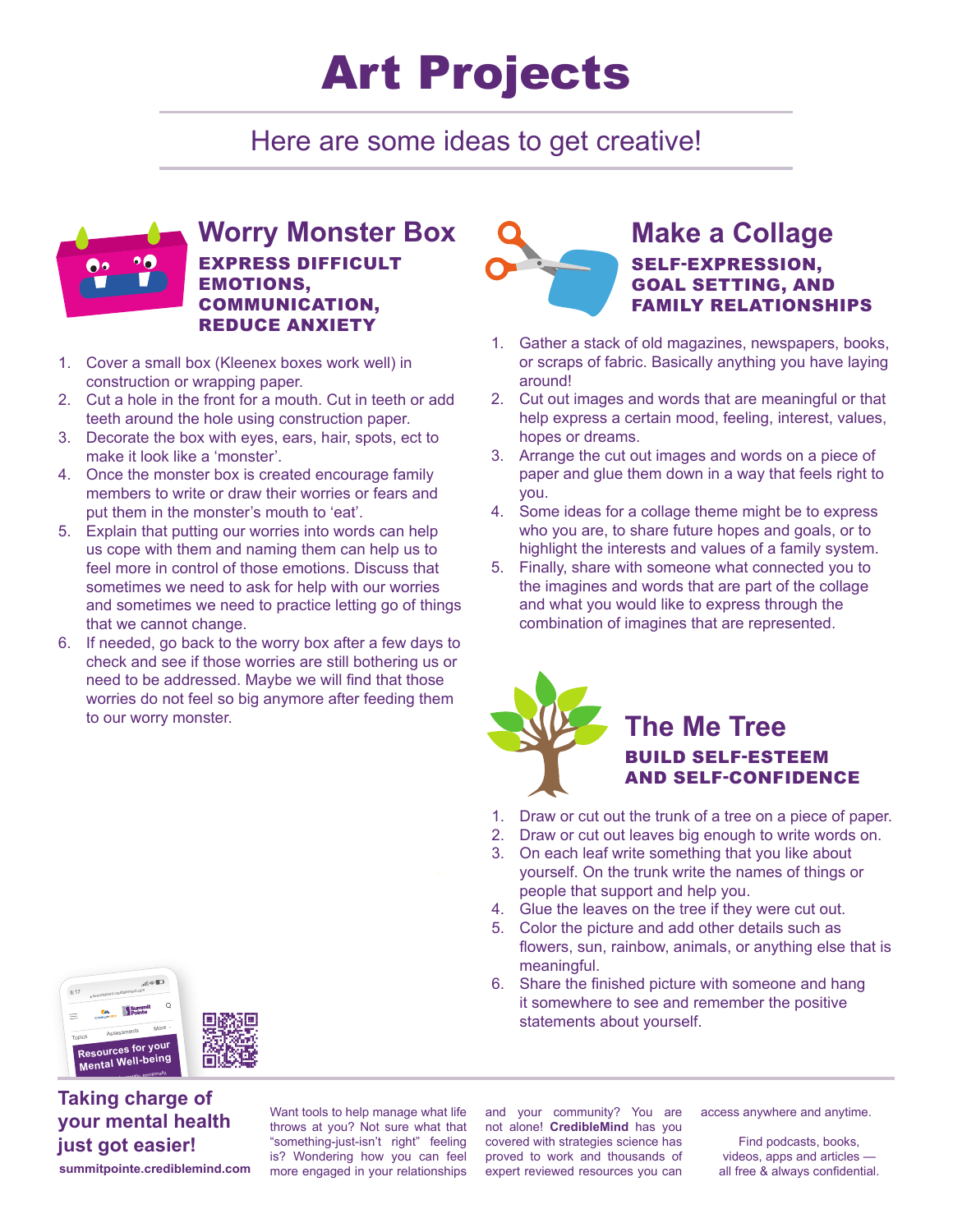# Art Projects

Here are some ideas to get creative!

## Worry Monster Box

**EXPRESS DIFFICULT EMOTIONS, COMMUNICATION, REDUCE ANXIETY**

1. Cover a small box (Kleenex boxes work well) in construction or wrapping paper.
2. Cut a hole in the front for a mouth. Cut in teeth or add teeth around the hole using construction paper.
3. Decorate the box with eyes, ears, hair, spots, ect to make it look like a 'monster'.
4. Once the monster box is created encourage family members to write or draw their worries or fears and put them in the monster's mouth to 'eat'.
5. Explain that putting our worries into words can help us cope with them and naming them can help us to feel more in control of those emotions. Discuss that sometimes we need to ask for help with our worries and sometimes we need to practice letting go of things that we cannot change.
6. If needed, go back to the worry box after a few days to check and see if those worries are still bothering us or need to be addressed. Maybe we will find that those worries do not feel so big anymore after feeding them to our worry monster.

## Make a Collage

**SELF-EXPRESSION, GOAL SETTING, AND FAMILY RELATIONSHIPS**

1. Gather a stack of old magazines, newspapers, books, or scraps of fabric. Basically anything you have laying around!
2. Cut out images and words that are meaningful or that help express a certain mood, feeling, interest, values, hopes or dreams.
3. Arrange the cut out images and words on a piece of paper and glue them down in a way that feels right to you.
4. Some ideas for a collage theme might be to express who you are, to share future hopes and goals, or to highlight the interests and values of a family system.
5. Finally, share with someone what connected you to the imagines and words that are part of the collage and what you would like to express through the combination of imagines that are represented.

## The Me Tree

**BUILD SELF-ESTEEM AND SELF-CONFIDENCE**

1. Draw or cut out the trunk of a tree on a piece of paper.
2. Draw or cut out leaves big enough to write words on.
3. On each leaf write something that you like about yourself. On the trunk write the names of things or people that support and help you.
4. Glue the leaves on the tree if they were cut out.
5. Color the picture and add other details such as flowers, sun, rainbow, animals, or anything else that is meaningful.
6. Share the finished picture with someone and hang it somewhere to see and remember the positive statements about yourself.

**Taking charge of your mental health just got easier!**

**summitpointe.crediblemind.com**

Want tools to help manage what life throws at you? Not sure what that "something-just-isn't right" feeling is? Wondering how you can feel more engaged in your relationships and your community? You are not alone! **CredibleMind** has you covered with strategies science has proved to work and thousands of expert reviewed resources you can access anywhere and anytime.

Find podcasts, books, videos, apps and articles — all free & always confidential.